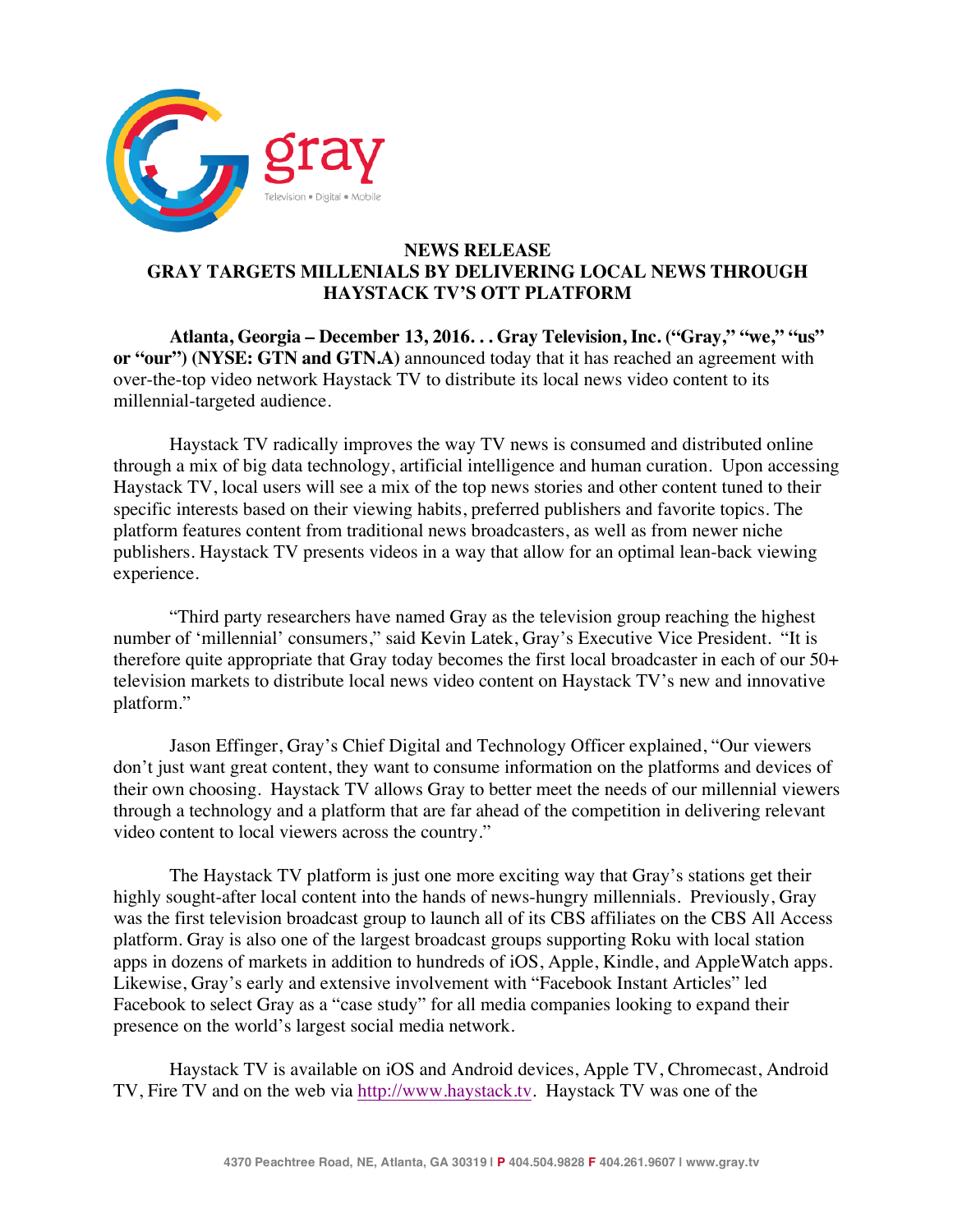gray

Television • Digital • Mobile

# NEWS RELEASE
## GRAY TARGETS MILLENIALS BY DELIVERING LOCAL NEWS THROUGH HAYSTACK TV'S OTT PLATFORM

**Atlanta, Georgia – December 13, 2016. . . Gray Television, Inc. ("Gray," "we," "us" or "our") (NYSE: GTN and GTN.A)** announced today that it has reached an agreement with over-the-top video network Haystack TV to distribute its local news video content to its millennial-targeted audience.

Haystack TV radically improves the way TV news is consumed and distributed online through a mix of big data technology, artificial intelligence and human curation. Upon accessing Haystack TV, local users will see a mix of the top news stories and other content tuned to their specific interests based on their viewing habits, preferred publishers and favorite topics. The platform features content from traditional news broadcasters, as well as from newer niche publishers. Haystack TV presents videos in a way that allow for an optimal lean-back viewing experience.

"Third party researchers have named Gray as the television group reaching the highest number of 'millennial' consumers," said Kevin Latek, Gray's Executive Vice President. "It is therefore quite appropriate that Gray today becomes the first local broadcaster in each of our 50+ television markets to distribute local news video content on Haystack TV's new and innovative platform."

Jason Effinger, Gray's Chief Digital and Technology Officer explained, "Our viewers don't just want great content, they want to consume information on the platforms and devices of their own choosing. Haystack TV allows Gray to better meet the needs of our millennial viewers through a technology and a platform that are far ahead of the competition in delivering relevant video content to local viewers across the country."

The Haystack TV platform is just one more exciting way that Gray's stations get their highly sought-after local content into the hands of news-hungry millennials. Previously, Gray was the first television broadcast group to launch all of its CBS affiliates on the CBS All Access platform. Gray is also one of the largest broadcast groups supporting Roku with local station apps in dozens of markets in addition to hundreds of iOS, Apple, Kindle, and AppleWatch apps. Likewise, Gray's early and extensive involvement with "Facebook Instant Articles" led Facebook to select Gray as a "case study" for all media companies looking to expand their presence on the world's largest social media network.

Haystack TV is available on iOS and Android devices, Apple TV, Chromecast, Android TV, Fire TV and on the web via http://www.haystack.tv. Haystack TV was one of the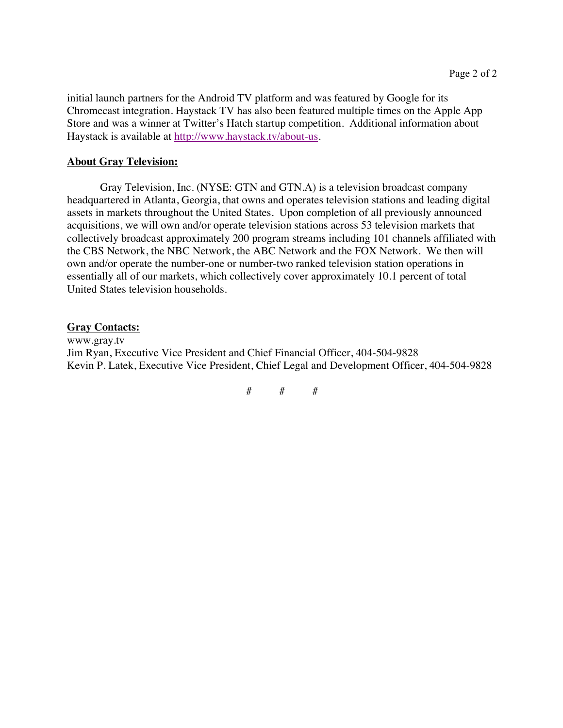initial launch partners for the Android TV platform and was featured by Google for its Chromecast integration. Haystack TV has also been featured multiple times on the Apple App Store and was a winner at Twitter's Hatch startup competition. Additional information about Haystack is available at http://www.haystack.tv/about-us.

**About Gray Television:**

Gray Television, Inc. (NYSE: GTN and GTN.A) is a television broadcast company headquartered in Atlanta, Georgia, that owns and operates television stations and leading digital assets in markets throughout the United States. Upon completion of all previously announced acquisitions, we will own and/or operate television stations across 53 television markets that collectively broadcast approximately 200 program streams including 101 channels affiliated with the CBS Network, the NBC Network, the ABC Network and the FOX Network. We then will own and/or operate the number-one or number-two ranked television station operations in essentially all of our markets, which collectively cover approximately 10.1 percent of total United States television households.

**Gray Contacts:**

www.gray.tv
Jim Ryan, Executive Vice President and Chief Financial Officer, 404-504-9828
Kevin P. Latek, Executive Vice President, Chief Legal and Development Officer, 404-504-9828

# # #